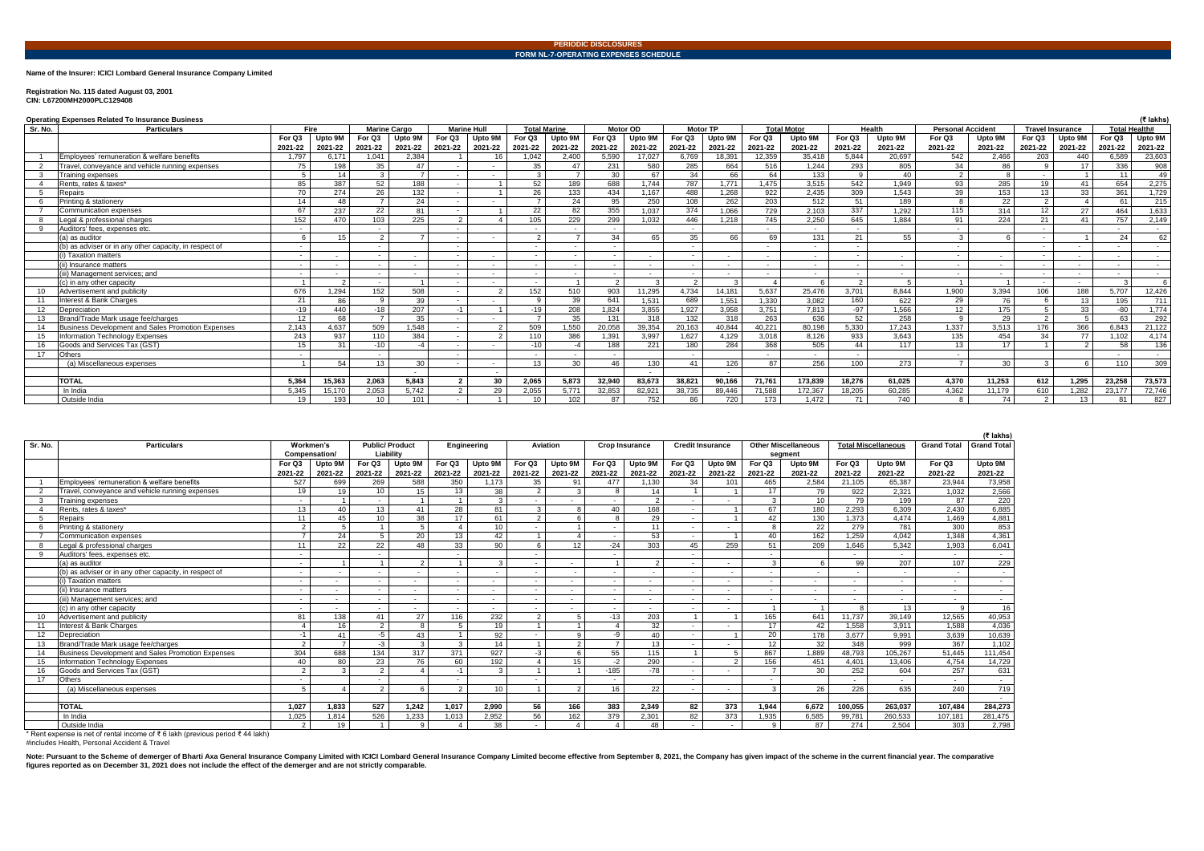**PERIODIC DISCLOSURES**

**FORM NL-7-OPERATING EXPENSES SCHEDULE**

**Name of the Insurer: ICICI Lombard General Insurance Company Limited**

**Registration No. 115 dated August 03, 2001**
**CIN: L67200MH2000PLC129408**

**Operating Expenses Related To Insurance Business**

(₹ lakhs)

| Sr. No. | Particulars | Fire | | Marine Cargo | | Marine Hull | | Total Marine | | Motor OD | | Motor TP | | Total Motor | | Health | | Personal Accident | | Travel Insurance | | Total Health# | |
|---|---|---|---|---|---|---|---|---|---|---|---|---|---|---|---|---|---|---|---|---|---|---|---|
| | | For Q3 2021-22 | Upto 9M 2021-22 | For Q3 2021-22 | Upto 9M 2021-22 | For Q3 2021-22 | Upto 9M 2021-22 | For Q3 2021-22 | Upto 9M 2021-22 | For Q3 2021-22 | Upto 9M 2021-22 | For Q3 2021-22 | Upto 9M 2021-22 | For Q3 2021-22 | Upto 9M 2021-22 | For Q3 2021-22 | Upto 9M 2021-22 | For Q3 2021-22 | Upto 9M 2021-22 | For Q3 2021-22 | Upto 9M 2021-22 | For Q3 2021-22 | Upto 9M 2021-22 |
| 1 | Employees' remuneration & welfare benefits | 1,797 | 6,171 | 1,041 | 2,384 | 1 | 16 | 1,042 | 2,400 | 5,590 | 17,027 | 6,769 | 18,391 | 12,359 | 35,418 | 5,844 | 20,697 | 542 | 2,466 | 203 | 440 | 6,589 | 23,603 |
| 2 | Travel, conveyance and vehicle running expenses | 75 | 198 | 35 | 47 | - | - | 35 | 47 | 231 | 580 | 285 | 664 | 516 | 1,244 | 293 | 805 | 34 | 86 | 9 | 17 | 336 | 908 |
| 3 | Training expenses | 5 | 14 | 3 | 7 | - | - | 3 | 7 | 30 | 67 | 34 | 66 | 64 | 133 | 9 | 40 | 2 | 8 | - | 1 | 11 | 49 |
| 4 | Rents, rates & taxes* | 85 | 387 | 52 | 188 | - | 1 | 52 | 189 | 688 | 1,744 | 787 | 1,771 | 1,475 | 3,515 | 542 | 1,949 | 93 | 285 | 19 | 41 | 654 | 2,275 |
| 5 | Repairs | 70 | 274 | 26 | 132 | - | 1 | 26 | 133 | 434 | 1,167 | 488 | 1,268 | 922 | 2,435 | 309 | 1,543 | 39 | 153 | 13 | 33 | 361 | 1,729 |
| 6 | Printing & stationery | 14 | 48 | 7 | 24 | - | - | 7 | 24 | 95 | 250 | 108 | 262 | 203 | 512 | 51 | 189 | 8 | 22 | 2 | 4 | 61 | 215 |
| 7 | Communication expenses | 67 | 237 | 22 | 81 | - | 1 | 22 | 82 | 355 | 1,037 | 374 | 1,066 | 729 | 2,103 | 337 | 1,292 | 115 | 314 | 12 | 27 | 464 | 1,633 |
| 8 | Legal & professional charges | 152 | 470 | 103 | 225 | 2 | 4 | 105 | 229 | 299 | 1,032 | 446 | 1,218 | 745 | 2,250 | 645 | 1,884 | 91 | 224 | 21 | 41 | 757 | 2,149 |
| 9 | Auditors' fees, expenses etc. | - | | - | | - | | - | - | - | | - | | - | - | - | | - | | - | | - | - |
| | (a) as auditor | 6 | 15 | 2 | 7 | - | - | 2 | 7 | 34 | 65 | 35 | 66 | 69 | 131 | 21 | 55 | 3 | 6 | - | 1 | 24 | 62 |
| | (b) as adviser or in any other capacity, in respect of | - | | - | | - | | - | - | - | | - | | - | - | - | | - | | - | | - | - |
| | (i) Taxation matters | - | - | - | - | - | - | - | - | - | - | - | - | - | - | - | - | - | - | - | - | - | - |
| | (ii) Insurance matters | - | - | - | - | - | - | - | - | - | - | - | - | - | - | - | - | - | - | - | - | - | - |
| | (iii) Management services; and | - | - | - | - | - | - | - | - | - | - | - | - | - | - | - | - | - | - | - | - | - | - |
| | (c) in any other capacity | 1 | 2 | - | 1 | - | - | - | 1 | 2 | 3 | 2 | 3 | 4 | 6 | 2 | 5 | 1 | 1 | - | - | 3 | 6 |
| 10 | Advertisement and publicity | 676 | 1,294 | 152 | 508 | - | 2 | 152 | 510 | 903 | 11,295 | 4,734 | 14,181 | 5,637 | 25,476 | 3,701 | 8,844 | 1,900 | 3,394 | 106 | 188 | 5,707 | 12,426 |
| 11 | Interest & Bank Charges | 21 | 86 | 9 | 39 | - | - | 9 | 39 | 641 | 1,531 | 689 | 1,551 | 1,330 | 3,082 | 160 | 622 | 29 | 76 | 6 | 13 | 195 | 711 |
| 12 | Depreciation | -19 | 440 | -18 | 207 | -1 | 1 | -19 | 208 | 1,824 | 3,855 | 1,927 | 3,958 | 3,751 | 7,813 | -97 | 1,566 | 12 | 175 | 5 | 33 | -80 | 1,774 |
| 13 | Brand/Trade Mark usage fee/charges | 12 | 68 | 7 | 35 | - | - | 7 | 35 | 131 | 318 | 132 | 318 | 263 | 636 | 52 | 258 | 9 | 29 | 2 | 5 | 63 | 292 |
| 14 | Business Development and Sales Promotion Expenses | 2,143 | 4,637 | 509 | 1,548 | - | 2 | 509 | 1,550 | 20,058 | 39,354 | 20,163 | 40,844 | 40,221 | 80,198 | 5,330 | 17,243 | 1,337 | 3,513 | 176 | 366 | 6,843 | 21,122 |
| 15 | Information Technology Expenses | 243 | 937 | 110 | 384 | - | 2 | 110 | 386 | 1,391 | 3,997 | 1,627 | 4,129 | 3,018 | 8,126 | 933 | 3,643 | 135 | 454 | 34 | 77 | 1,102 | 4,174 |
| 16 | Goods and Services Tax (GST) | 15 | 31 | -10 | -4 | - | - | -10 | -4 | 188 | 221 | 180 | 284 | 368 | 505 | 44 | 117 | 13 | 17 | 1 | 2 | 58 | 136 |
| 17 | Others | - | | - | | - | | - | - | - | | - | | - | - | - | | - | | - | | - | - |
| | (a) Miscellaneous expenses | 1 | 54 | 13 | 30 | - | - | 13 | 30 | 46 | 130 | 41 | 126 | 87 | 256 | 100 | 273 | 7 | 30 | 3 | 6 | 110 | 309 |
| | | | | | | | | | | | | | | | | | | | | | | | |
| | **TOTAL** | 5,364 | 15,363 | 2,063 | 5,843 | 2 | 30 | 2,065 | 5,873 | 32,940 | 83,673 | 38,821 | 90,166 | 71,761 | 173,839 | 18,276 | 61,025 | 4,370 | 11,253 | 612 | 1,295 | 23,258 | 73,573 |
| | In India | 5,345 | 15,170 | 2,053 | 5,742 | 2 | 29 | 2,055 | 5,771 | 32,853 | 82,921 | 38,735 | 89,446 | 71,588 | 172,367 | 18,205 | 60,285 | 4,362 | 11,179 | 610 | 1,282 | 23,177 | 72,746 |
| | Outside India | 19 | 193 | 10 | 101 | - | 1 | 10 | 102 | 87 | 752 | 86 | 720 | 173 | 1,472 | 71 | 740 | 8 | 74 | 2 | 13 | 81 | 827 |

(₹ lakhs)

| Sr. No. | Particulars | Workmen's Compensation/ | | Public/ Product Liability | | Engineering | | Aviation | | Crop Insurance | | Credit Insurance | | Other Miscellaneous segment | | Total Miscellaneous | | Grand Total | Grand Total |
|---|---|---|---|---|---|---|---|---|---|---|---|---|---|---|---|---|---|---|---|
| | | For Q3 2021-22 | Upto 9M 2021-22 | For Q3 2021-22 | Upto 9M 2021-22 | For Q3 2021-22 | Upto 9M 2021-22 | For Q3 2021-22 | Upto 9M 2021-22 | For Q3 2021-22 | Upto 9M 2021-22 | For Q3 2021-22 | Upto 9M 2021-22 | For Q3 2021-22 | Upto 9M 2021-22 | For Q3 2021-22 | Upto 9M 2021-22 | For Q3 2021-22 | Upto 9M 2021-22 |
| 1 | Employees' remuneration & welfare benefits | 527 | 699 | 269 | 588 | 350 | 1,173 | 35 | 91 | 477 | 1,130 | 34 | 101 | 465 | 2,584 | 21,105 | 65,387 | 23,944 | 73,958 |
| 2 | Travel, conveyance and vehicle running expenses | 19 | 19 | 10 | 15 | 13 | 38 | 2 | 3 | 8 | 14 | 1 | 1 | 17 | 79 | 922 | 2,321 | 1,032 | 2,566 |
| 3 | Training expenses | - | 1 | - | 1 | 1 | 3 | - | - | - | 2 | - | - | 3 | 10 | 79 | 199 | 87 | 220 |
| 4 | Rents, rates & taxes* | 13 | 40 | 13 | 41 | 28 | 81 | 3 | 8 | 40 | 168 | - | 1 | 67 | 180 | 2,293 | 6,309 | 2,430 | 6,885 |
| 5 | Repairs | 11 | 45 | 10 | 38 | 17 | 61 | 2 | 6 | 8 | 29 | - | 1 | 42 | 130 | 1,373 | 4,474 | 1,469 | 4,881 |
| 6 | Printing & stationery | 2 | 5 | 1 | 5 | 4 | 10 | - | 1 | - | 11 | - | - | 8 | 22 | 279 | 781 | 300 | 853 |
| 7 | Communication expenses | 7 | 24 | 5 | 20 | 13 | 42 | 1 | 4 | - | 53 | - | 1 | 40 | 162 | 1,259 | 4,042 | 1,348 | 4,361 |
| 8 | Legal & professional charges | 11 | 22 | 22 | 48 | 33 | 90 | 6 | 12 | -24 | 303 | 45 | 259 | 51 | 209 | 1,646 | 5,342 | 1,903 | 6,041 |
| 9 | Auditors' fees, expenses etc. | - | | - | | - | | - | | - | | - | | - | | - | - | - | - |
| | (a) as auditor | - | 1 | 1 | 2 | 1 | 3 | - | - | 1 | 2 | - | - | 3 | 6 | 99 | 207 | 107 | 229 |
| | (b) as adviser or in any other capacity, in respect of | - | - | - | - | - | - | - | - | - | - | - | - | - | - | - | - | - | - |
| | (i) Taxation matters | - | - | - | - | - | - | - | - | - | - | - | - | - | - | - | - | - | - |
| | (ii) Insurance matters | - | - | - | - | - | - | - | - | - | - | - | - | - | - | - | - | - | - |
| | (iii) Management services; and | - | - | - | - | - | - | - | - | - | - | - | - | - | - | - | - | - | - |
| | (c) in any other capacity | - | - | - | - | - | - | - | - | - | - | - | - | 1 | 1 | 8 | 13 | 9 | 16 |
| 10 | Advertisement and publicity | 81 | 138 | 41 | 27 | 116 | 232 | 2 | 5 | -13 | 203 | 1 | 1 | 165 | 641 | 11,737 | 39,149 | 12,565 | 40,953 |
| 11 | Interest & Bank Charges | 4 | 16 | 2 | 8 | 5 | 19 | 1 | 1 | 4 | 32 | - | - | 17 | 42 | 1,558 | 3,911 | 1,588 | 4,036 |
| 12 | Depreciation | -1 | 41 | -5 | 43 | 1 | 92 | - | 9 | -9 | 40 | - | 1 | 20 | 178 | 3,677 | 9,991 | 3,639 | 10,639 |
| 13 | Brand/Trade Mark usage fee/charges | 2 | 7 | -3 | 3 | 3 | 14 | 1 | 2 | 7 | 13 | - | - | 12 | 32 | 348 | 999 | 367 | 1,102 |
| 14 | Business Development and Sales Promotion Expenses | 304 | 688 | 134 | 317 | 371 | 927 | -3 | 6 | 55 | 115 | 1 | 5 | 867 | 1,889 | 48,793 | 105,267 | 51,445 | 111,454 |
| 15 | Information Technology Expenses | 40 | 80 | 23 | 76 | 60 | 192 | 4 | 15 | -2 | 290 | - | 2 | 156 | 451 | 4,401 | 13,406 | 4,754 | 14,729 |
| 16 | Goods and Services Tax (GST) | 2 | 3 | 2 | 4 | -1 | 3 | 1 | 1 | -185 | -78 | - | - | 7 | 30 | 252 | 604 | 257 | 631 |
| 17 | Others | - | | - | | - | | - | | - | | - | | - | | - | - | - | - |
| | (a) Miscellaneous expenses | 5 | 4 | 2 | 6 | 2 | 10 | 1 | 2 | 16 | 22 | - | - | 3 | 26 | 226 | 635 | 240 | 719 |
| | | | | | | | | | | | | | | | | | | | |
| | **TOTAL** | 1,027 | 1,833 | 527 | 1,242 | 1,017 | 2,990 | 56 | 166 | 383 | 2,349 | 82 | 373 | 1,944 | 6,672 | 100,055 | 263,037 | 107,484 | 284,273 |
| | In India | 1,025 | 1,814 | 526 | 1,233 | 1,013 | 2,952 | 56 | 162 | 379 | 2,301 | 82 | 373 | 1,935 | 6,585 | 99,781 | 260,533 | 107,181 | 281,475 |
| | Outside India | 2 | 19 | 1 | 9 | 4 | 38 | - | 4 | 4 | 48 | - | - | 9 | 87 | 274 | 2,504 | 303 | 2,798 |

\* Rent expense is net of rental income of ₹ 6 lakh (previous period ₹ 44 lakh)
#includes Health, Personal Accident & Travel

**Note: Pursuant to the Scheme of demerger of Bharti Axa General Insurance Company Limited with ICICI Lombard General Insurance Company Limited become effective from September 8, 2021, the Company has given impact of the scheme in the current financial year. The comparative figures reported as on December 31, 2021 does not include the effect of the demerger and are not strictly comparable.**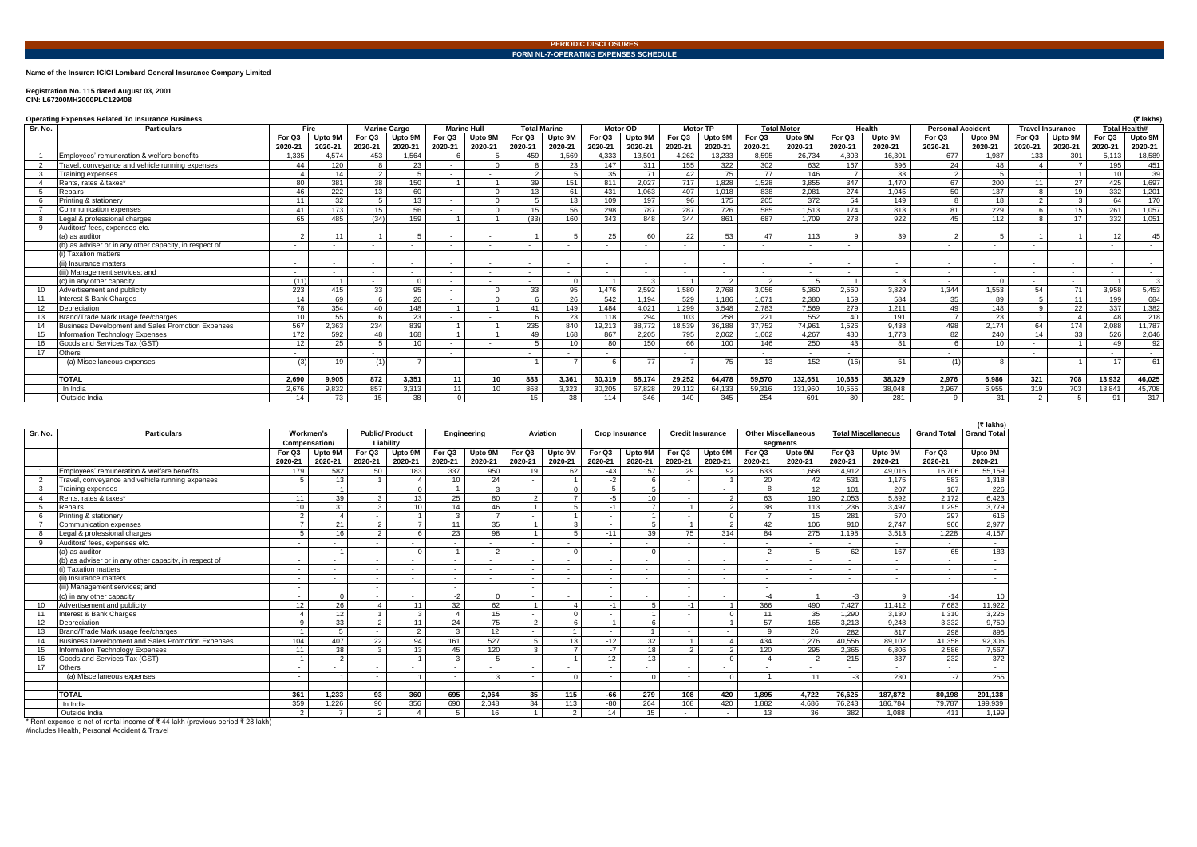**PERIODIC DISCLOSURES**

**FORM NL-7-OPERATING EXPENSES SCHEDULE**

**Name of the Insurer: ICICI Lombard General Insurance Company Limited**

**Registration No. 115 dated August 03, 2001**
**CIN: L67200MH2000PLC129408**

**Operating Expenses Related To Insurance Business** (₹ lakhs)

| Sr. No. | Particulars | Fire | | Marine Cargo | | Marine Hull | | Total Marine | | Motor OD | | Motor TP | | Total Motor | | Health | | Personal Accident | | Travel Insurance | | Total Health# | |
|---|---|---|---|---|---|---|---|---|---|---|---|---|---|---|---|---|---|---|---|---|---|---|---|
| | | For Q3 2020-21 | Upto 9M 2020-21 | For Q3 2020-21 | Upto 9M 2020-21 | For Q3 2020-21 | Upto 9M 2020-21 | For Q3 2020-21 | Upto 9M 2020-21 | For Q3 2020-21 | Upto 9M 2020-21 | For Q3 2020-21 | Upto 9M 2020-21 | For Q3 2020-21 | Upto 9M 2020-21 | For Q3 2020-21 | Upto 9M 2020-21 | For Q3 2020-21 | Upto 9M 2020-21 | For Q3 2020-21 | Upto 9M 2020-21 | For Q3 2020-21 | Upto 9M 2020-21 |
| 1 | Employees' remuneration & welfare benefits | 1,335 | 4,574 | 453 | 1,564 | 6 | 5 | 459 | 1,569 | 4,333 | 13,501 | 4,262 | 13,233 | 8,595 | 26,734 | 4,303 | 16,301 | 677 | 1,987 | 133 | 301 | 5,113 | 18,589 |
| 2 | Travel, conveyance and vehicle running expenses | 44 | 120 | 8 | 23 | - | 0 | 8 | 23 | 147 | 311 | 155 | 322 | 302 | 632 | 167 | 396 | 24 | 48 | 4 | 7 | 195 | 451 |
| 3 | Training expenses | 4 | 14 | 2 | 5 | - | - | 2 | 5 | 35 | 71 | 42 | 75 | 77 | 146 | 7 | 33 | 2 | 5 | 1 | 1 | 10 | 39 |
| 4 | Rents, rates & taxes* | 80 | 381 | 38 | 150 | 1 | 1 | 39 | 151 | 811 | 2,027 | 717 | 1,828 | 1,528 | 3,855 | 347 | 1,470 | 67 | 200 | 11 | 27 | 425 | 1,697 |
| 5 | Repairs | 46 | 222 | 13 | 60 | - | 0 | 13 | 61 | 431 | 1,063 | 407 | 1,018 | 838 | 2,081 | 274 | 1,045 | 50 | 137 | 8 | 19 | 332 | 1,201 |
| 6 | Printing & stationery | 11 | 32 | 5 | 13 | - | 0 | 5 | 13 | 109 | 197 | 96 | 175 | 205 | 372 | 54 | 149 | 8 | 18 | 2 | 3 | 64 | 170 |
| 7 | Communication expenses | 41 | 173 | 15 | 56 | - | 0 | 15 | 56 | 298 | 787 | 287 | 726 | 585 | 1,513 | 174 | 813 | 81 | 229 | 6 | 15 | 261 | 1,057 |
| 8 | Legal & professional charges | 65 | 485 | (34) | 159 | 1 | 1 | (33) | 160 | 343 | 848 | 344 | 861 | 687 | 1,709 | 278 | 922 | 45 | 112 | 8 | 17 | 332 | 1,051 |
| 9 | Auditors' fees, expenses etc. | - | - | - | - | - | - | - | - | - | - | - | - | - | - | - | - | - | - | - | - | - | - |
| | (a) as auditor | 2 | 11 | 1 | 5 | - | - | 1 | 5 | 25 | 60 | 22 | 53 | 47 | 113 | 9 | 39 | 2 | 5 | 1 | 1 | 12 | 45 |
| | (b) as adviser or in any other capacity, in respect of | - | - | - | - | - | - | - | - | - | - | - | - | - | - | - | - | - | - | - | - | - | - |
| | (i) Taxation matters | - | - | - | - | - | - | - | - | - | - | - | - | - | - | - | - | - | - | - | - | - | - |
| | (ii) Insurance matters | - | - | - | - | - | - | - | - | - | - | - | - | - | - | - | - | - | - | - | - | - | - |
| | (iii) Management services; and | - | - | - | - | - | - | - | - | - | - | - | - | - | - | - | - | - | - | - | - | - | - |
| | (c) in any other capacity | (11) | 1 | - | 0 | - | - | - | 0 | 1 | 3 | 1 | 2 | 2 | 5 | 1 | 3 | - | 0 | - | - | 1 | 3 |
| 10 | Advertisement and publicity | 223 | 415 | 33 | 95 | - | 0 | 33 | 95 | 1,476 | 2,592 | 1,580 | 2,768 | 3,056 | 5,360 | 2,560 | 3,829 | 1,344 | 1,553 | 54 | 71 | 3,958 | 5,453 |
| 11 | Interest & Bank Charges | 14 | 69 | 6 | 26 | - | 0 | 6 | 26 | 542 | 1,194 | 529 | 1,186 | 1,071 | 2,380 | 159 | 584 | 35 | 89 | 5 | 11 | 199 | 684 |
| 12 | Depreciation | 78 | 354 | 40 | 148 | 1 | 1 | 41 | 149 | 1,484 | 4,021 | 1,299 | 3,548 | 2,783 | 7,569 | 279 | 1,211 | 49 | 148 | 9 | 22 | 337 | 1,382 |
| 13 | Brand/Trade Mark usage fee/charges | 10 | 55 | 6 | 23 | - | - | 6 | 23 | 118 | 294 | 103 | 258 | 221 | 552 | 40 | 191 | 7 | 23 | 1 | 4 | 48 | 218 |
| 14 | Business Development and Sales Promotion Expenses | 567 | 2,363 | 234 | 839 | 1 | 1 | 235 | 840 | 19,213 | 38,772 | 18,539 | 36,188 | 37,752 | 74,961 | 1,526 | 9,438 | 498 | 2,174 | 64 | 174 | 2,088 | 11,787 |
| 15 | Information Technology Expenses | 172 | 592 | 48 | 168 | 1 | 1 | 49 | 168 | 867 | 2,205 | 795 | 2,062 | 1,662 | 4,267 | 430 | 1,773 | 82 | 240 | 14 | 33 | 526 | 2,046 |
| 16 | Goods and Services Tax (GST) | 12 | 25 | 5 | 10 | - | - | 5 | 10 | 80 | 150 | 66 | 100 | 146 | 250 | 43 | 81 | 6 | 10 | - | 1 | 49 | 92 |
| 17 | Others | - | - | - | - | - | - | - | - | - | - | - | - | - | - | - | - | - | - | - | - | - | - |
| | (a) Miscellaneous expenses | (3) | 19 | (1) | 7 | - | - | -1 | 7 | 6 | 77 | 7 | 75 | 13 | 152 | (16) | 51 | (1) | 8 | - | 1 | -17 | 61 |
| | **TOTAL** | 2,690 | 9,905 | 872 | 3,351 | 11 | 10 | 883 | 3,361 | 30,319 | 68,174 | 29,252 | 64,478 | 59,570 | 132,651 | 10,635 | 38,329 | 2,976 | 6,986 | 321 | 708 | 13,932 | 46,025 |
| | In India | 2,676 | 9,832 | 857 | 3,313 | 11 | 10 | 868 | 3,323 | 30,205 | 67,828 | 29,112 | 64,133 | 59,316 | 131,960 | 10,555 | 38,048 | 2,967 | 6,955 | 319 | 703 | 13,841 | 45,708 |
| | Outside India | 14 | 73 | 15 | 38 | 0 | - | 15 | 38 | 114 | 346 | 140 | 345 | 254 | 691 | 80 | 281 | 9 | 31 | 2 | 5 | 91 | 317 |

(₹ lakhs)

| Sr. No. | Particulars | Workmen's Compensation/ | | Public/ Product Liability | | Engineering | | Aviation | | Crop Insurance | | Credit Insurance | | Other Miscellaneous segments | | Total Miscellaneous | | Grand Total | Grand Total |
|---|---|---|---|---|---|---|---|---|---|---|---|---|---|---|---|---|---|---|---|
| | | For Q3 2020-21 | Upto 9M 2020-21 | For Q3 2020-21 | Upto 9M 2020-21 | For Q3 2020-21 | Upto 9M 2020-21 | For Q3 2020-21 | Upto 9M 2020-21 | For Q3 2020-21 | Upto 9M 2020-21 | For Q3 2020-21 | Upto 9M 2020-21 | For Q3 2020-21 | Upto 9M 2020-21 | For Q3 2020-21 | Upto 9M 2020-21 | For Q3 2020-21 | Upto 9M 2020-21 |
| 1 | Employees' remuneration & welfare benefits | 179 | 582 | 50 | 183 | 337 | 950 | 19 | 62 | -43 | 157 | 29 | 92 | 633 | 1,668 | 14,912 | 49,016 | 16,706 | 55,159 |
| 2 | Travel, conveyance and vehicle running expenses | 5 | 13 | 1 | 4 | 10 | 24 | - | 1 | -2 | 6 | - | 1 | 20 | 42 | 531 | 1,175 | 583 | 1,318 |
| 3 | Training expenses | - | 1 | - | 0 | 1 | 3 | - | 0 | 5 | 5 | - | - | 8 | 12 | 101 | 207 | 107 | 226 |
| 4 | Rents, rates & taxes* | 11 | 39 | 3 | 13 | 25 | 80 | 2 | 7 | -5 | 10 | - | 2 | 63 | 190 | 2,053 | 5,892 | 2,172 | 6,423 |
| 5 | Repairs | 10 | 31 | 3 | 10 | 14 | 46 | 1 | 5 | -1 | 7 | 1 | 2 | 38 | 113 | 1,236 | 3,497 | 1,295 | 3,779 |
| 6 | Printing & stationery | 2 | 4 | - | 1 | 3 | 7 | - | 1 | - | 1 | - | 0 | 7 | 15 | 281 | 570 | 297 | 616 |
| 7 | Communication expenses | 7 | 21 | 2 | 7 | 11 | 35 | 1 | 3 | - | 5 | 1 | 2 | 42 | 106 | 910 | 2,747 | 966 | 2,977 |
| 8 | Legal & professional charges | 5 | 16 | 2 | 6 | 23 | 98 | 1 | 5 | -11 | 39 | 75 | 314 | 84 | 275 | 1,198 | 3,513 | 1,228 | 4,157 |
| 9 | Auditors' fees, expenses etc. | - | - | - | - | - | - | - | - | - | - | - | - | - | - | - | - | - | - |
| | (a) as auditor | - | 1 | - | 0 | 1 | 2 | - | 0 | - | 0 | - | - | 2 | 5 | 62 | 167 | 65 | 183 |
| | (b) as adviser or in any other capacity, in respect of | - | - | - | - | - | - | - | - | - | - | - | - | - | - | - | - | - | - |
| | (i) Taxation matters | - | - | - | - | - | - | - | - | - | - | - | - | - | - | - | - | - | - |
| | (ii) Insurance matters | - | - | - | - | - | - | - | - | - | - | - | - | - | - | - | - | - | - |
| | (iii) Management services; and | - | - | - | - | - | - | - | - | - | - | - | - | - | - | - | - | - | - |
| | (c) in any other capacity | - | 0 | - | - | -2 | 0 | - | - | - | - | - | - | -4 | 1 | -3 | 9 | -14 | 10 |
| 10 | Advertisement and publicity | 12 | 26 | 4 | 11 | 32 | 62 | 1 | 4 | -1 | 5 | -1 | 1 | 366 | 490 | 7,427 | 11,412 | 7,683 | 11,922 |
| 11 | Interest & Bank Charges | 4 | 12 | 1 | 3 | 4 | 15 | - | 0 | - | 1 | - | 0 | 11 | 35 | 1,290 | 3,130 | 1,310 | 3,225 |
| 12 | Depreciation | 9 | 33 | 2 | 11 | 24 | 75 | 2 | 6 | -1 | 6 | - | 1 | 57 | 165 | 3,213 | 9,248 | 3,332 | 9,750 |
| 13 | Brand/Trade Mark usage fee/charges | 1 | 5 | - | 2 | 3 | 12 | - | 1 | - | 1 | - | - | 9 | 26 | 282 | 817 | 298 | 895 |
| 14 | Business Development and Sales Promotion Expenses | 104 | 407 | 22 | 94 | 161 | 527 | 5 | 13 | -12 | 32 | 1 | 4 | 434 | 1,276 | 40,556 | 89,102 | 41,358 | 92,306 |
| 15 | Information Technology Expenses | 11 | 38 | 3 | 13 | 45 | 120 | 3 | 7 | -7 | 18 | 2 | 2 | 120 | 295 | 2,365 | 6,806 | 2,586 | 7,567 |
| 16 | Goods and Services Tax (GST) | 1 | 2 | - | 1 | 3 | 5 | - | 1 | 12 | -13 | - | 0 | 4 | -2 | 215 | 337 | 232 | 372 |
| 17 | Others | - | - | - | - | - | - | - | - | - | - | - | - | - | - | - | - | - | - |
| | (a) Miscellaneous expenses | - | 1 | - | 1 | - | 3 | - | 0 | - | 0 | - | 0 | 1 | 11 | -3 | 230 | -7 | 255 |
| | **TOTAL** | 361 | 1,233 | 93 | 360 | 695 | 2,064 | 35 | 115 | -66 | 279 | 108 | 420 | 1,895 | 4,722 | 76,625 | 187,872 | 80,198 | 201,138 |
| | In India | 359 | 1,226 | 90 | 356 | 690 | 2,048 | 34 | 113 | -80 | 264 | 108 | 420 | 1,882 | 4,686 | 76,243 | 186,784 | 79,787 | 199,939 |
| | Outside India | 2 | 7 | 2 | 4 | 5 | 16 | 1 | 2 | 14 | 15 | - | - | 13 | 36 | 382 | 1,088 | 411 | 1,199 |

\* Rent expense is net of rental income of ₹ 44 lakh (previous period ₹ 28 lakh)
#includes Health, Personal Accident & Travel